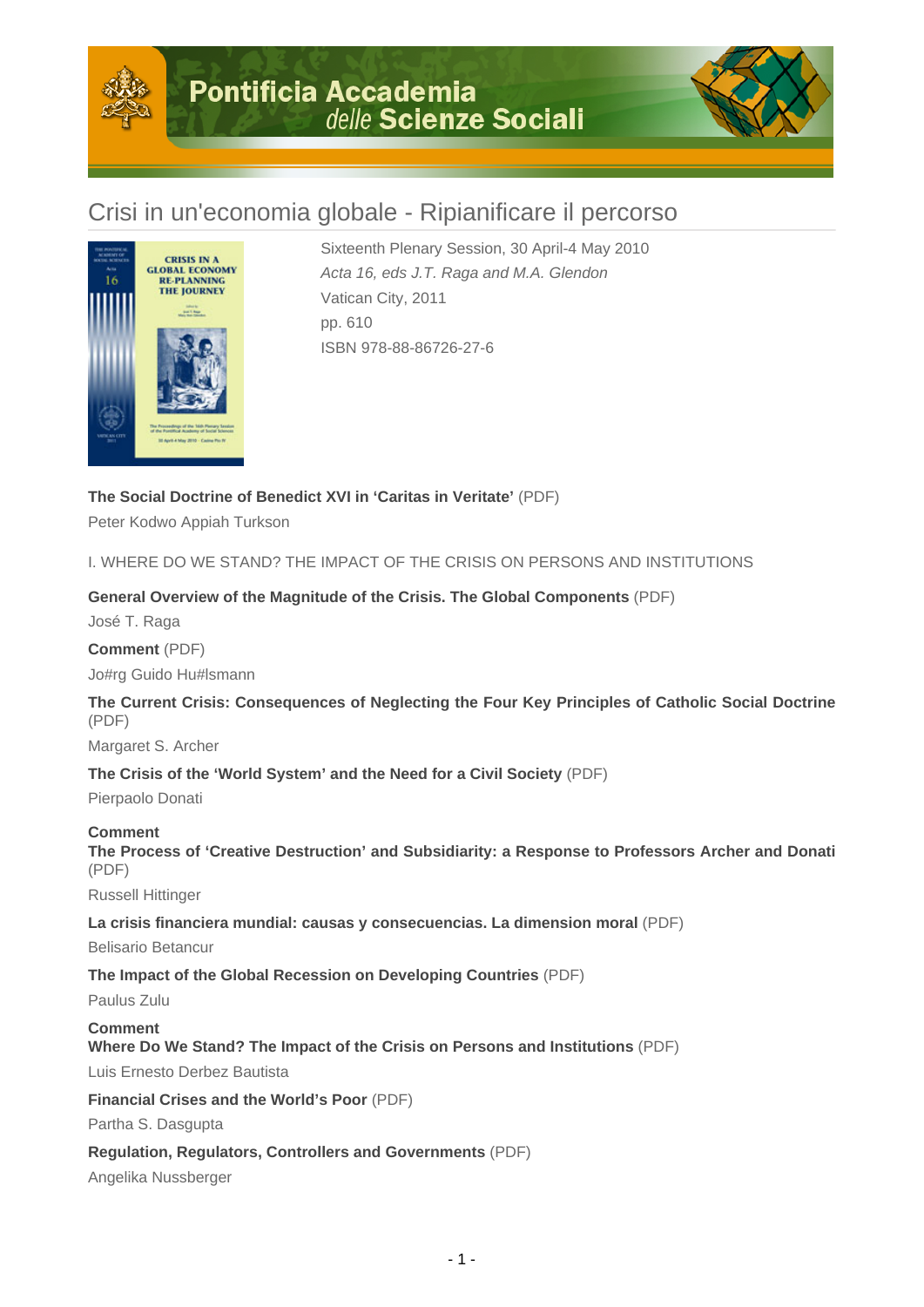# Crisi in un'economia globale - Ripianificare il percorso

Sixteenth Plenary Session, 30 April-4 May 2010
*Acta 16, eds J.T. Raga and M.A. Glendon*
Vatican City, 2011
pp. 610
ISBN 978-88-86726-27-6

**The Social Doctrine of Benedict XVI in 'Caritas in Veritate'** (PDF)
Peter Kodwo Appiah Turkson

## I. WHERE DO WE STAND? THE IMPACT OF THE CRISIS ON PERSONS AND INSTITUTIONS

**General Overview of the Magnitude of the Crisis. The Global Components** (PDF)
José T. Raga

**Comment** (PDF)
Jo#rg Guido Hu#lsmann

**The Current Crisis: Consequences of Neglecting the Four Key Principles of Catholic Social Doctrine** (PDF)
Margaret S. Archer

**The Crisis of the 'World System' and the Need for a Civil Society** (PDF)
Pierpaolo Donati

**Comment**
**The Process of 'Creative Destruction' and Subsidiarity: a Response to Professors Archer and Donati** (PDF)
Russell Hittinger

**La crisis financiera mundial: causas y consecuencias. La dimension moral** (PDF)
Belisario Betancur

**The Impact of the Global Recession on Developing Countries** (PDF)
Paulus Zulu

**Comment**
**Where Do We Stand? The Impact of the Crisis on Persons and Institutions** (PDF)
Luis Ernesto Derbez Bautista

**Financial Crises and the World's Poor** (PDF)
Partha S. Dasgupta

**Regulation, Regulators, Controllers and Governments** (PDF)
Angelika Nussberger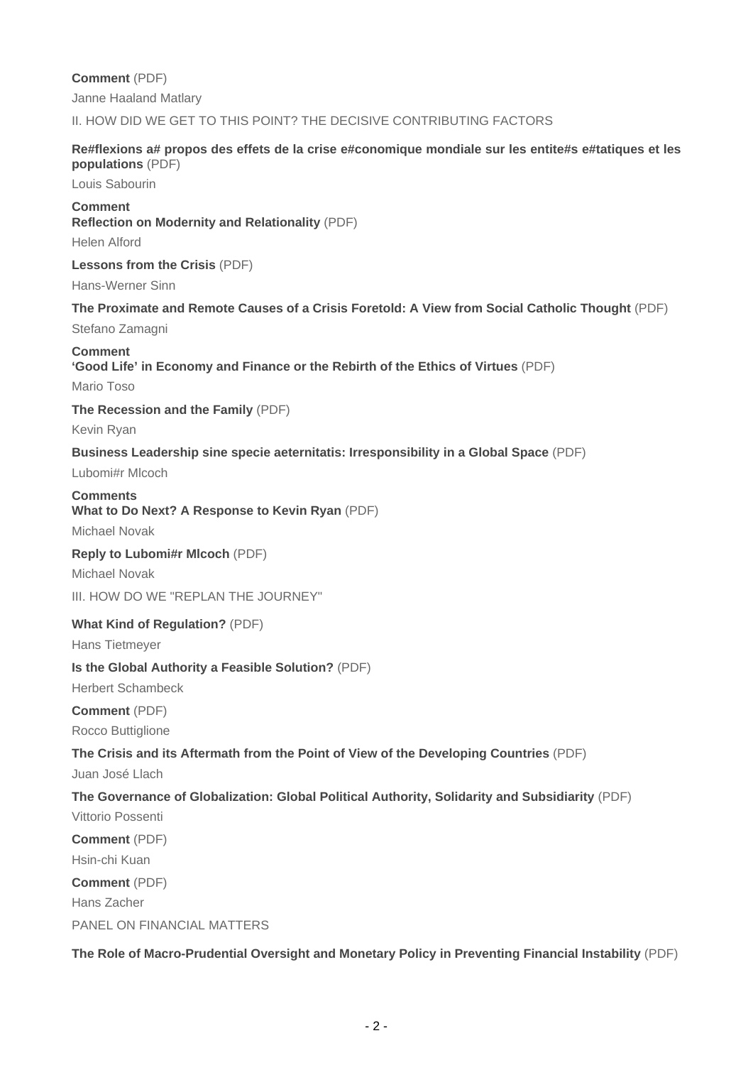**Comment** (PDF)

Janne Haaland Matlary

II. HOW DID WE GET TO THIS POINT? THE DECISIVE CONTRIBUTING FACTORS

**Re#flexions a# propos des effets de la crise e#conomique mondiale sur les entite#s e#tatiques et les populations** (PDF)

Louis Sabourin

**Comment**
**Reflection on Modernity and Relationality** (PDF)

Helen Alford

**Lessons from the Crisis** (PDF)

Hans-Werner Sinn

**The Proximate and Remote Causes of a Crisis Foretold: A View from Social Catholic Thought** (PDF)

Stefano Zamagni

**Comment**
**'Good Life' in Economy and Finance or the Rebirth of the Ethics of Virtues** (PDF)

Mario Toso

**The Recession and the Family** (PDF)

Kevin Ryan

**Business Leadership sine specie aeternitatis: Irresponsibility in a Global Space** (PDF)

Lubomi#r Mlcoch

**Comments**
**What to Do Next? A Response to Kevin Ryan** (PDF)

Michael Novak

**Reply to Lubomi#r Mlcoch** (PDF)

Michael Novak

III. HOW DO WE "REPLAN THE JOURNEY"

**What Kind of Regulation?** (PDF)

Hans Tietmeyer

**Is the Global Authority a Feasible Solution?** (PDF)

Herbert Schambeck

**Comment** (PDF)

Rocco Buttiglione

**The Crisis and its Aftermath from the Point of View of the Developing Countries** (PDF)

Juan José Llach

**The Governance of Globalization: Global Political Authority, Solidarity and Subsidiarity** (PDF)

Vittorio Possenti

**Comment** (PDF)

Hsin-chi Kuan

**Comment** (PDF)

Hans Zacher

PANEL ON FINANCIAL MATTERS

**The Role of Macro-Prudential Oversight and Monetary Policy in Preventing Financial Instability** (PDF)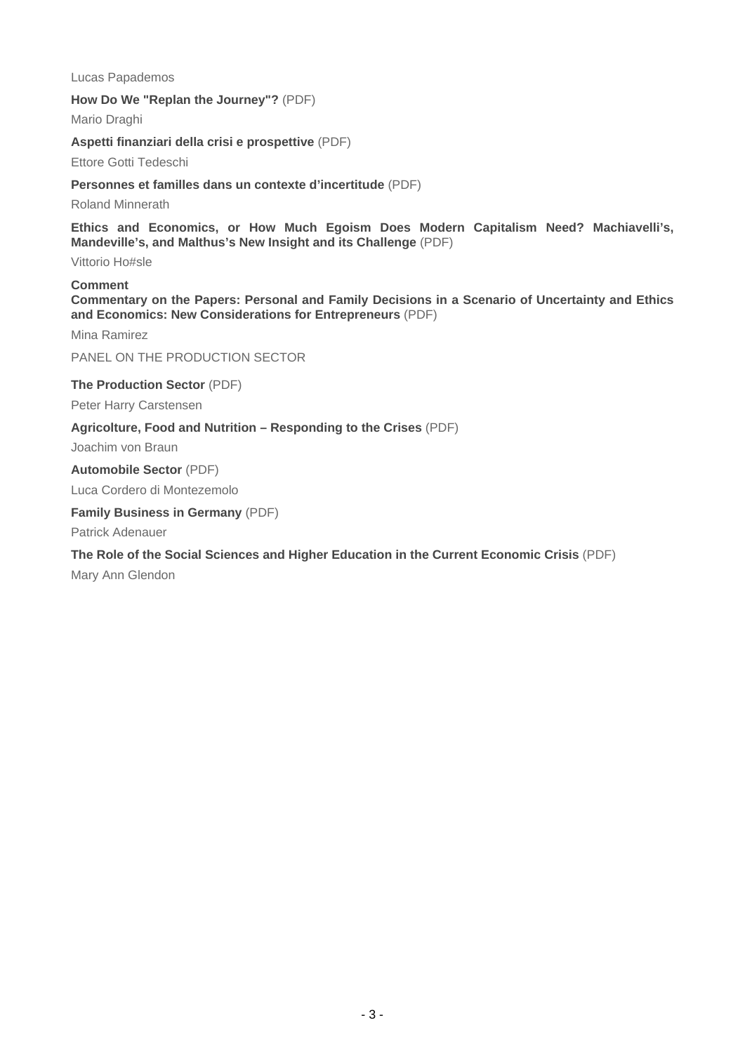Lucas Papademos

**How Do We "Replan the Journey"?** (PDF)

Mario Draghi

**Aspetti finanziari della crisi e prospettive** (PDF)

Ettore Gotti Tedeschi

**Personnes et familles dans un contexte d'incertitude** (PDF)

Roland Minnerath

**Ethics and Economics, or How Much Egoism Does Modern Capitalism Need? Machiavelli's, Mandeville's, and Malthus's New Insight and its Challenge** (PDF)

Vittorio Ho#sle

**Comment**

**Commentary on the Papers: Personal and Family Decisions in a Scenario of Uncertainty and Ethics and Economics: New Considerations for Entrepreneurs** (PDF)

Mina Ramirez

PANEL ON THE PRODUCTION SECTOR

**The Production Sector** (PDF)

Peter Harry Carstensen

**Agricolture, Food and Nutrition – Responding to the Crises** (PDF)

Joachim von Braun

**Automobile Sector** (PDF)

Luca Cordero di Montezemolo

**Family Business in Germany** (PDF)

Patrick Adenauer

**The Role of the Social Sciences and Higher Education in the Current Economic Crisis** (PDF)

Mary Ann Glendon